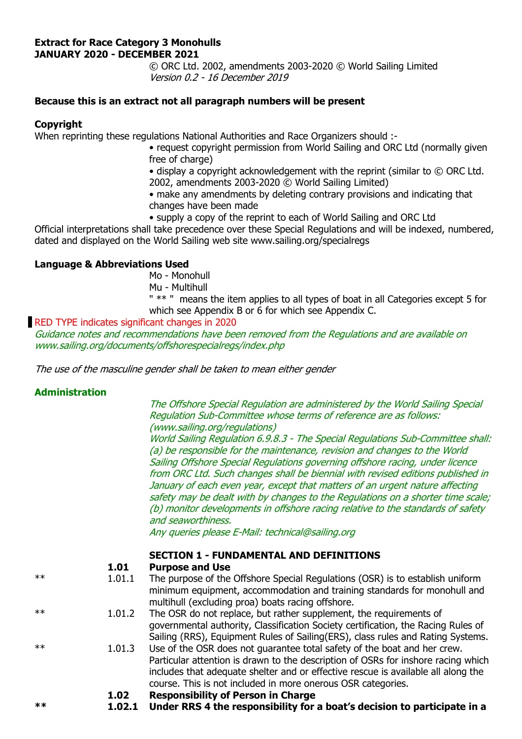**Extract for Race Category 3 Monohulls**
**JANUARY 2020 - DECEMBER 2021**

© ORC Ltd. 2002, amendments 2003-2020 © World Sailing Limited
*Version 0.2 - 16 December 2019*

**Because this is an extract not all paragraph numbers will be present**

**Copyright**

When reprinting these regulations National Authorities and Race Organizers should :-

- request copyright permission from World Sailing and ORC Ltd (normally given free of charge)
- display a copyright acknowledgement with the reprint (similar to © ORC Ltd. 2002, amendments 2003-2020 © World Sailing Limited)
- make any amendments by deleting contrary provisions and indicating that changes have been made
- supply a copy of the reprint to each of World Sailing and ORC Ltd

Official interpretations shall take precedence over these Special Regulations and will be indexed, numbered, dated and displayed on the World Sailing web site www.sailing.org/specialregs

**Language & Abbreviations Used**

Mo - Monohull
Mu - Multihull
" ** " means the item applies to all types of boat in all Categories except 5 for which see Appendix B or 6 for which see Appendix C.

RED TYPE indicates significant changes in 2020

*Guidance notes and recommendations have been removed from the Regulations and are available on www.sailing.org/documents/offshorespecialregs/index.php*

*The use of the masculine gender shall be taken to mean either gender*

**Administration**

*The Offshore Special Regulation are administered by the World Sailing Special Regulation Sub-Committee whose terms of reference are as follows: (www.sailing.org/regulations)*
*World Sailing Regulation 6.9.8.3 - The Special Regulations Sub-Committee shall:*
*(a) be responsible for the maintenance, revision and changes to the World Sailing Offshore Special Regulations governing offshore racing, under licence from ORC Ltd. Such changes shall be biennial with revised editions published in January of each even year, except that matters of an urgent nature affecting safety may be dealt with by changes to the Regulations on a shorter time scale;*
*(b) monitor developments in offshore racing relative to the standards of safety and seaworthiness.*
*Any queries please E-Mail: technical@sailing.org*

**SECTION 1 - FUNDAMENTAL AND DEFINITIONS**

**1.01 Purpose and Use**

** 1.01.1 The purpose of the Offshore Special Regulations (OSR) is to establish uniform minimum equipment, accommodation and training standards for monohull and multihull (excluding proa) boats racing offshore.

** 1.01.2 The OSR do not replace, but rather supplement, the requirements of governmental authority, Classification Society certification, the Racing Rules of Sailing (RRS), Equipment Rules of Sailing(ERS), class rules and Rating Systems.

** 1.01.3 Use of the OSR does not guarantee total safety of the boat and her crew. Particular attention is drawn to the description of OSRs for inshore racing which includes that adequate shelter and or effective rescue is available all along the course. This is not included in more onerous OSR categories.

**1.02 Responsibility of Person in Charge**

**\*\* 1.02.1 Under RRS 4 the responsibility for a boat's decision to participate in a**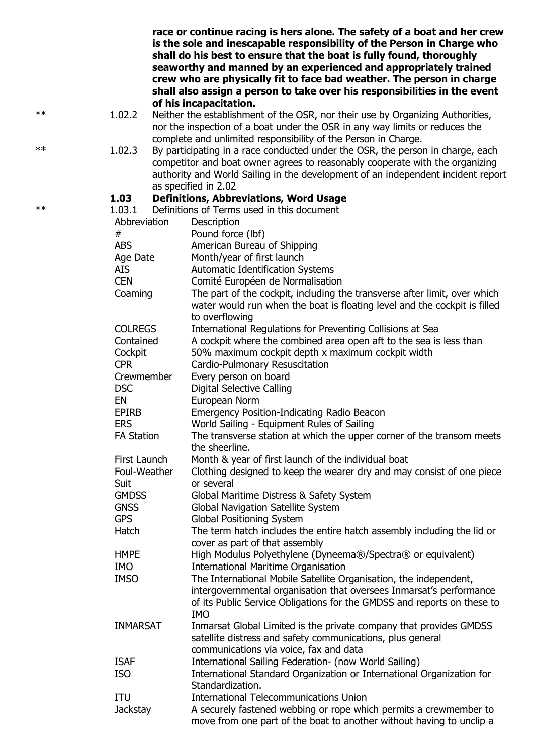**race or continue racing is hers alone. The safety of a boat and her crew is the sole and inescapable responsibility of the Person in Charge who shall do his best to ensure that the boat is fully found, thoroughly seaworthy and manned by an experienced and appropriately trained crew who are physically fit to face bad weather. The person in charge shall also assign a person to take over his responsibilities in the event of his incapacitation.**

** 1.02.2 Neither the establishment of the OSR, nor their use by Organizing Authorities, nor the inspection of a boat under the OSR in any way limits or reduces the complete and unlimited responsibility of the Person in Charge.

** 1.02.3 By participating in a race conducted under the OSR, the person in charge, each competitor and boat owner agrees to reasonably cooperate with the organizing authority and World Sailing in the development of an independent incident report as specified in 2.02

### 1.03 Definitions, Abbreviations, Word Usage

** 1.03.1 Definitions of Terms used in this document

| Abbreviation | Description |
|---|---|
| # | Pound force (lbf) |
| ABS | American Bureau of Shipping |
| Age Date | Month/year of first launch |
| AIS | Automatic Identification Systems |
| CEN | Comité Européen de Normalisation |
| Coaming | The part of the cockpit, including the transverse after limit, over which water would run when the boat is floating level and the cockpit is filled to overflowing |
| COLREGS | International Regulations for Preventing Collisions at Sea |
| Contained Cockpit | A cockpit where the combined area open aft to the sea is less than 50% maximum cockpit depth x maximum cockpit width |
| CPR | Cardio-Pulmonary Resuscitation |
| Crewmember | Every person on board |
| DSC | Digital Selective Calling |
| EN | European Norm |
| EPIRB | Emergency Position-Indicating Radio Beacon |
| ERS | World Sailing - Equipment Rules of Sailing |
| FA Station | The transverse station at which the upper corner of the transom meets the sheerline. |
| First Launch | Month & year of first launch of the individual boat |
| Foul-Weather Suit | Clothing designed to keep the wearer dry and may consist of one piece or several |
| GMDSS | Global Maritime Distress & Safety System |
| GNSS | Global Navigation Satellite System |
| GPS | Global Positioning System |
| Hatch | The term hatch includes the entire hatch assembly including the lid or cover as part of that assembly |
| HMPE | High Modulus Polyethylene (Dyneema®/Spectra® or equivalent) |
| IMO | International Maritime Organisation |
| IMSO | The International Mobile Satellite Organisation, the independent, intergovernmental organisation that oversees Inmarsat's performance of its Public Service Obligations for the GMDSS and reports on these to IMO |
| INMARSAT | Inmarsat Global Limited is the private company that provides GMDSS satellite distress and safety communications, plus general communications via voice, fax and data |
| ISAF | International Sailing Federation- (now World Sailing) |
| ISO | International Standard Organization or International Organization for Standardization. |
| ITU | International Telecommunications Union |
| Jackstay | A securely fastened webbing or rope which permits a crewmember to move from one part of the boat to another without having to unclip a |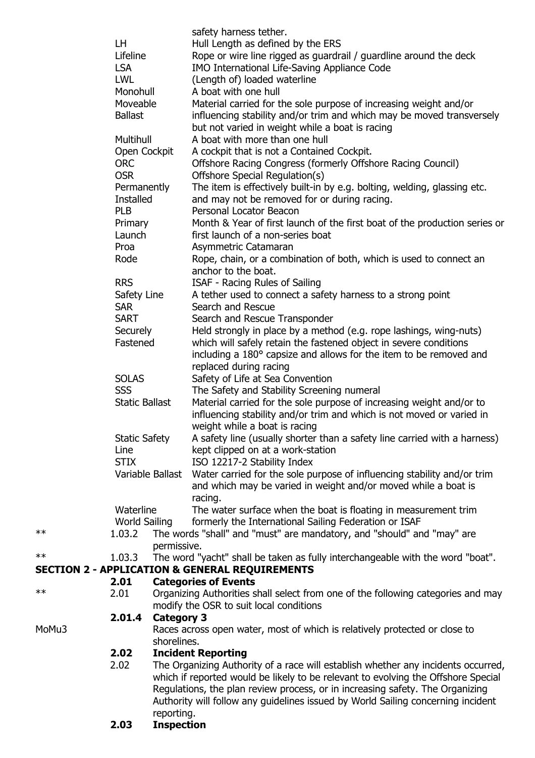| Term | Definition |
|---|---|
| | safety harness tether. |
| LH | Hull Length as defined by the ERS |
| Lifeline | Rope or wire line rigged as guardrail / guardline around the deck |
| LSA | IMO International Life-Saving Appliance Code |
| LWL | (Length of) loaded waterline |
| Monohull | A boat with one hull |
| Moveable Ballast | Material carried for the sole purpose of increasing weight and/or influencing stability and/or trim and which may be moved transversely but not varied in weight while a boat is racing |
| Multihull | A boat with more than one hull |
| Open Cockpit | A cockpit that is not a Contained Cockpit. |
| ORC | Offshore Racing Congress (formerly Offshore Racing Council) |
| OSR | Offshore Special Regulation(s) |
| Permanently Installed | The item is effectively built-in by e.g. bolting, welding, glassing etc. and may not be removed for or during racing. |
| PLB | Personal Locator Beacon |
| Primary Launch | Month & Year of first launch of the first boat of the production series or first launch of a non-series boat |
| Proa | Asymmetric Catamaran |
| Rode | Rope, chain, or a combination of both, which is used to connect an anchor to the boat. |
| RRS | ISAF - Racing Rules of Sailing |
| Safety Line | A tether used to connect a safety harness to a strong point |
| SAR | Search and Rescue |
| SART | Search and Rescue Transponder |
| Securely Fastened | Held strongly in place by a method (e.g. rope lashings, wing-nuts) which will safely retain the fastened object in severe conditions including a 180° capsize and allows for the item to be removed and replaced during racing |
| SOLAS | Safety of Life at Sea Convention |
| SSS | The Safety and Stability Screening numeral |
| Static Ballast | Material carried for the sole purpose of increasing weight and/or to influencing stability and/or trim and which is not moved or varied in weight while a boat is racing |
| Static Safety Line | A safety line (usually shorter than a safety line carried with a harness) kept clipped on at a work-station |
| STIX | ISO 12217-2 Stability Index |
| Variable Ballast | Water carried for the sole purpose of influencing stability and/or trim and which may be varied in weight and/or moved while a boat is racing. |
| Waterline | The water surface when the boat is floating in measurement trim |
| World Sailing | formerly the International Sailing Federation or ISAF |

** 1.03.2 The words "shall" and "must" are mandatory, and "should" and "may" are permissive.

** 1.03.3 The word "yacht" shall be taken as fully interchangeable with the word "boat".

## SECTION 2 - APPLICATION & GENERAL REQUIREMENTS

### 2.01 Categories of Events

** 2.01 Organizing Authorities shall select from one of the following categories and may modify the OSR to suit local conditions

### 2.01.4 Category 3

MoMu3 Races across open water, most of which is relatively protected or close to shorelines.

### 2.02 Incident Reporting

2.02 The Organizing Authority of a race will establish whether any incidents occurred, which if reported would be likely to be relevant to evolving the Offshore Special Regulations, the plan review process, or in increasing safety. The Organizing Authority will follow any guidelines issued by World Sailing concerning incident reporting.

### 2.03 Inspection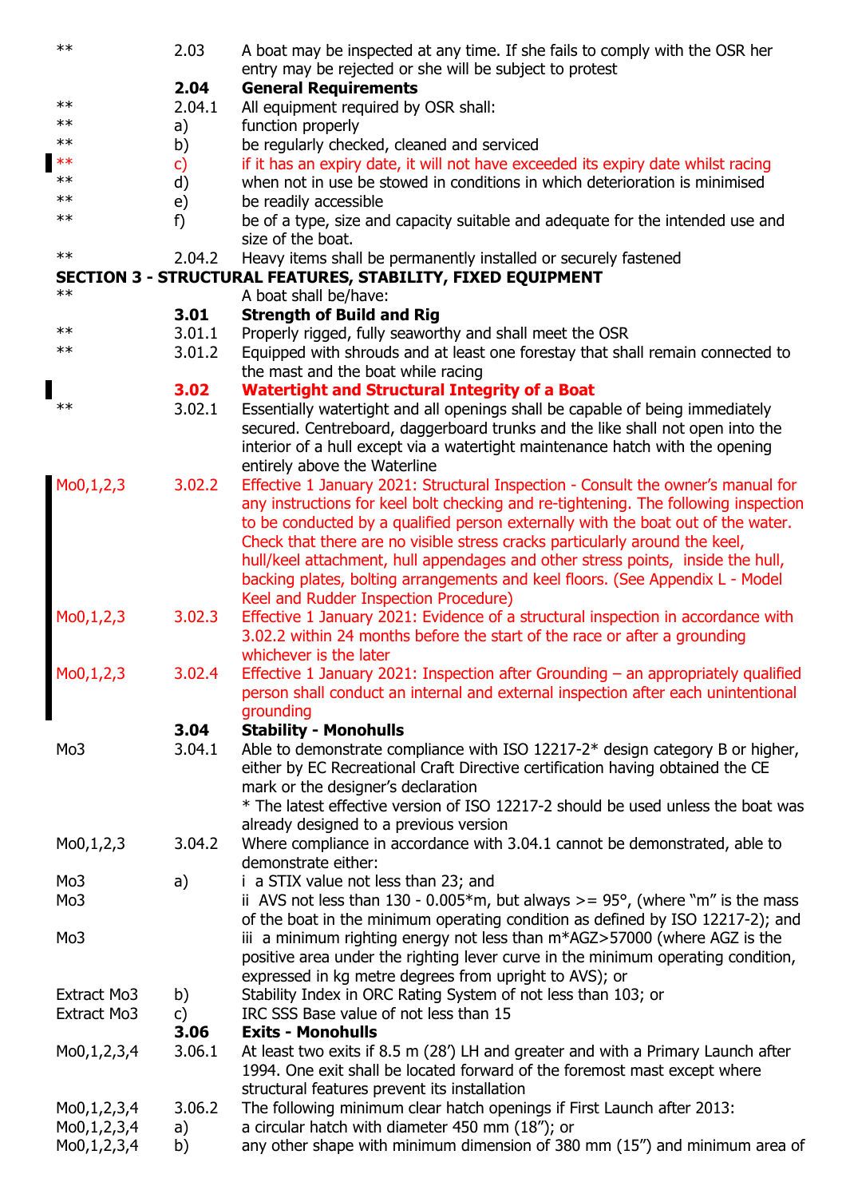| | | |
|---|---|---|
| ** | 2.03 | A boat may be inspected at any time. If she fails to comply with the OSR her entry may be rejected or she will be subject to protest |
| | **2.04** | **General Requirements** |
| ** | 2.04.1 | All equipment required by OSR shall: |
| ** | a) | function properly |
| ** | b) | be regularly checked, cleaned and serviced |
| ** | c) | if it has an expiry date, it will not have exceeded its expiry date whilst racing |
| ** | d) | when not in use be stowed in conditions in which deterioration is minimised |
| ** | e) | be readily accessible |
| ** | f) | be of a type, size and capacity suitable and adequate for the intended use and size of the boat. |
| ** | 2.04.2 | Heavy items shall be permanently installed or securely fastened |

**SECTION 3 - STRUCTURAL FEATURES, STABILITY, FIXED EQUIPMENT**

| | | |
|---|---|---|
| ** | | A boat shall be/have: |
| | **3.01** | **Strength of Build and Rig** |
| ** | 3.01.1 | Properly rigged, fully seaworthy and shall meet the OSR |
| ** | 3.01.2 | Equipped with shrouds and at least one forestay that shall remain connected to the mast and the boat while racing |
| | **3.02** | **Watertight and Structural Integrity of a Boat** |
| ** | 3.02.1 | Essentially watertight and all openings shall be capable of being immediately secured. Centreboard, daggerboard trunks and the like shall not open into the interior of a hull except via a watertight maintenance hatch with the opening entirely above the Waterline |
| Mo0,1,2,3 | 3.02.2 | Effective 1 January 2021: Structural Inspection - Consult the owner's manual for any instructions for keel bolt checking and re-tightening. The following inspection to be conducted by a qualified person externally with the boat out of the water. Check that there are no visible stress cracks particularly around the keel, hull/keel attachment, hull appendages and other stress points, inside the hull, backing plates, bolting arrangements and keel floors. (See Appendix L - Model Keel and Rudder Inspection Procedure) |
| Mo0,1,2,3 | 3.02.3 | Effective 1 January 2021: Evidence of a structural inspection in accordance with 3.02.2 within 24 months before the start of the race or after a grounding whichever is the later |
| Mo0,1,2,3 | 3.02.4 | Effective 1 January 2021: Inspection after Grounding – an appropriately qualified person shall conduct an internal and external inspection after each unintentional grounding |
| | **3.04** | **Stability - Monohulls** |
| Mo3 | 3.04.1 | Able to demonstrate compliance with ISO 12217-2* design category B or higher, either by EC Recreational Craft Directive certification having obtained the CE mark or the designer's declaration<br>* The latest effective version of ISO 12217-2 should be used unless the boat was already designed to a previous version |
| Mo0,1,2,3 | 3.04.2 | Where compliance in accordance with 3.04.1 cannot be demonstrated, able to demonstrate either: |
| Mo3 | a) | i a STIX value not less than 23; and |
| Mo3 | | ii AVS not less than 130 - 0.005*m, but always >= 95°, (where "m" is the mass of the boat in the minimum operating condition as defined by ISO 12217-2); and |
| Mo3 | | iii a minimum righting energy not less than m*AGZ>57000 (where AGZ is the positive area under the righting lever curve in the minimum operating condition, expressed in kg metre degrees from upright to AVS); or |
| Extract Mo3 | b) | Stability Index in ORC Rating System of not less than 103; or |
| Extract Mo3 | c) | IRC SSS Base value of not less than 15 |
| | **3.06** | **Exits - Monohulls** |
| Mo0,1,2,3,4 | 3.06.1 | At least two exits if 8.5 m (28') LH and greater and with a Primary Launch after 1994. One exit shall be located forward of the foremost mast except where structural features prevent its installation |
| Mo0,1,2,3,4 | 3.06.2 | The following minimum clear hatch openings if First Launch after 2013: |
| Mo0,1,2,3,4 | a) | a circular hatch with diameter 450 mm (18"); or |
| Mo0,1,2,3,4 | b) | any other shape with minimum dimension of 380 mm (15") and minimum area of |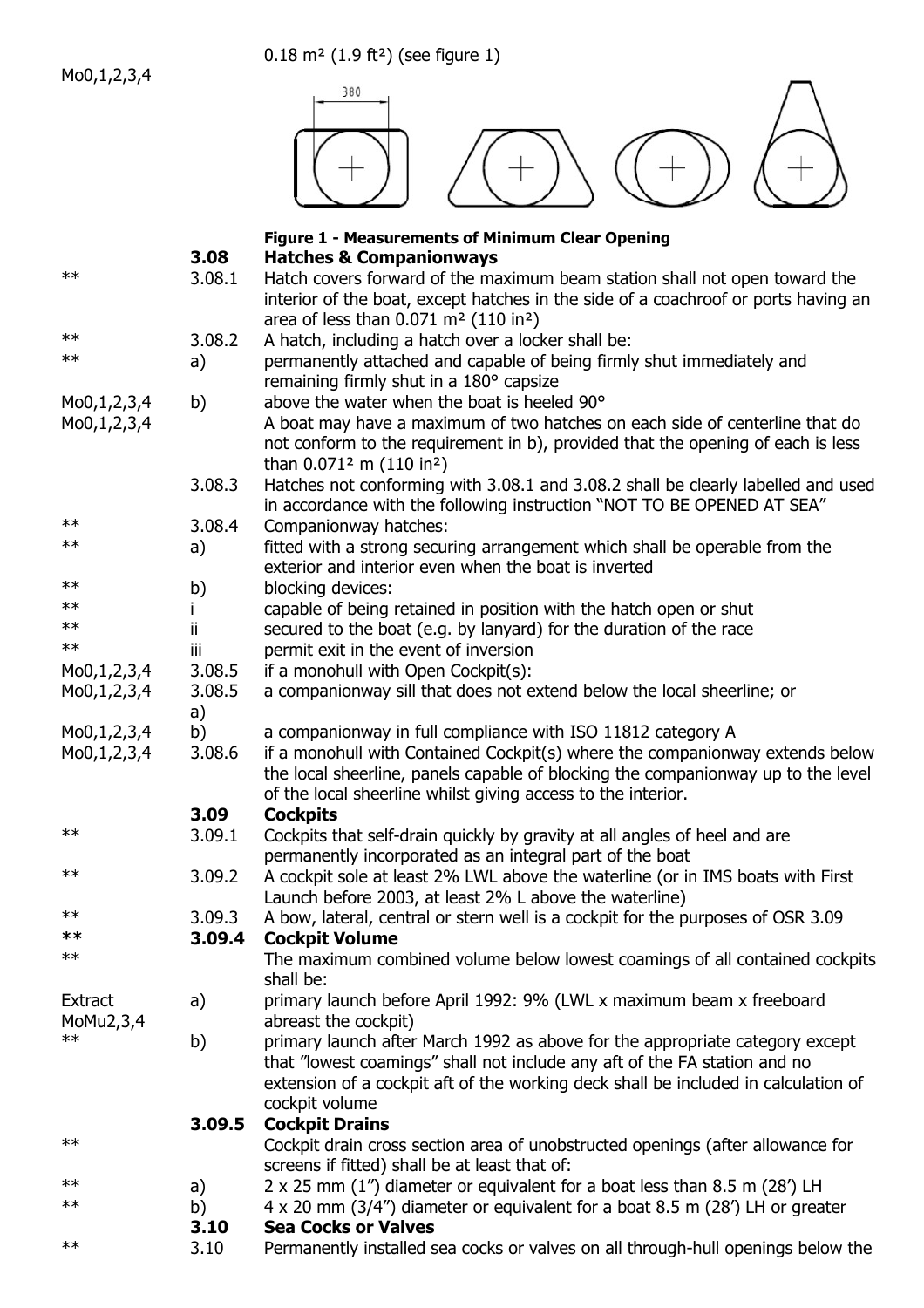| | | |
|---|---|---|
| Mo0,1,2,3,4 | | 0.18 m² (1.9 ft²) (see figure 1) |
| | | **Figure 1 - Measurements of Minimum Clear Opening** |
| | **3.08** | **Hatches & Companionways** |
| ** | 3.08.1 | Hatch covers forward of the maximum beam station shall not open toward the interior of the boat, except hatches in the side of a coachroof or ports having an area of less than 0.071 m² (110 in²) |
| ** | 3.08.2 | A hatch, including a hatch over a locker shall be: |
| ** | a) | permanently attached and capable of being firmly shut immediately and remaining firmly shut in a 180° capsize |
| Mo0,1,2,3,4 | b) | above the water when the boat is heeled 90° |
| Mo0,1,2,3,4 | | A boat may have a maximum of two hatches on each side of centerline that do not conform to the requirement in b), provided that the opening of each is less than 0.071² m (110 in²) |
| | 3.08.3 | Hatches not conforming with 3.08.1 and 3.08.2 shall be clearly labelled and used in accordance with the following instruction "NOT TO BE OPENED AT SEA" |
| ** | 3.08.4 | Companionway hatches: |
| ** | a) | fitted with a strong securing arrangement which shall be operable from the exterior and interior even when the boat is inverted |
| ** | b) | blocking devices: |
| ** | i | capable of being retained in position with the hatch open or shut |
| ** | ii | secured to the boat (e.g. by lanyard) for the duration of the race |
| ** | iii | permit exit in the event of inversion |
| Mo0,1,2,3,4 | 3.08.5 | if a monohull with Open Cockpit(s): |
| Mo0,1,2,3,4 | 3.08.5 a) | a companionway sill that does not extend below the local sheerline; or |
| Mo0,1,2,3,4 | b) | a companionway in full compliance with ISO 11812 category A |
| Mo0,1,2,3,4 | 3.08.6 | if a monohull with Contained Cockpit(s) where the companionway extends below the local sheerline, panels capable of blocking the companionway up to the level of the local sheerline whilst giving access to the interior. |
| | **3.09** | **Cockpits** |
| ** | 3.09.1 | Cockpits that self-drain quickly by gravity at all angles of heel and are permanently incorporated as an integral part of the boat |
| ** | 3.09.2 | A cockpit sole at least 2% LWL above the waterline (or in IMS boats with First Launch before 2003, at least 2% L above the waterline) |
| ** | 3.09.3 | A bow, lateral, central or stern well is a cockpit for the purposes of OSR 3.09 |
| ** | **3.09.4** | **Cockpit Volume** |
| ** | | The maximum combined volume below lowest coamings of all contained cockpits shall be: |
| Extract MoMu2,3,4 | a) | primary launch before April 1992: 9% (LWL x maximum beam x freeboard abreast the cockpit) |
| ** | b) | primary launch after March 1992 as above for the appropriate category except that "lowest coamings" shall not include any aft of the FA station and no extension of a cockpit aft of the working deck shall be included in calculation of cockpit volume |
| | **3.09.5** | **Cockpit Drains** |
| ** | | Cockpit drain cross section area of unobstructed openings (after allowance for screens if fitted) shall be at least that of: |
| ** | a) | 2 x 25 mm (1") diameter or equivalent for a boat less than 8.5 m (28') LH |
| ** | b) | 4 x 20 mm (3/4") diameter or equivalent for a boat 8.5 m (28') LH or greater |
| | **3.10** | **Sea Cocks or Valves** |
| ** | 3.10 | Permanently installed sea cocks or valves on all through-hull openings below the |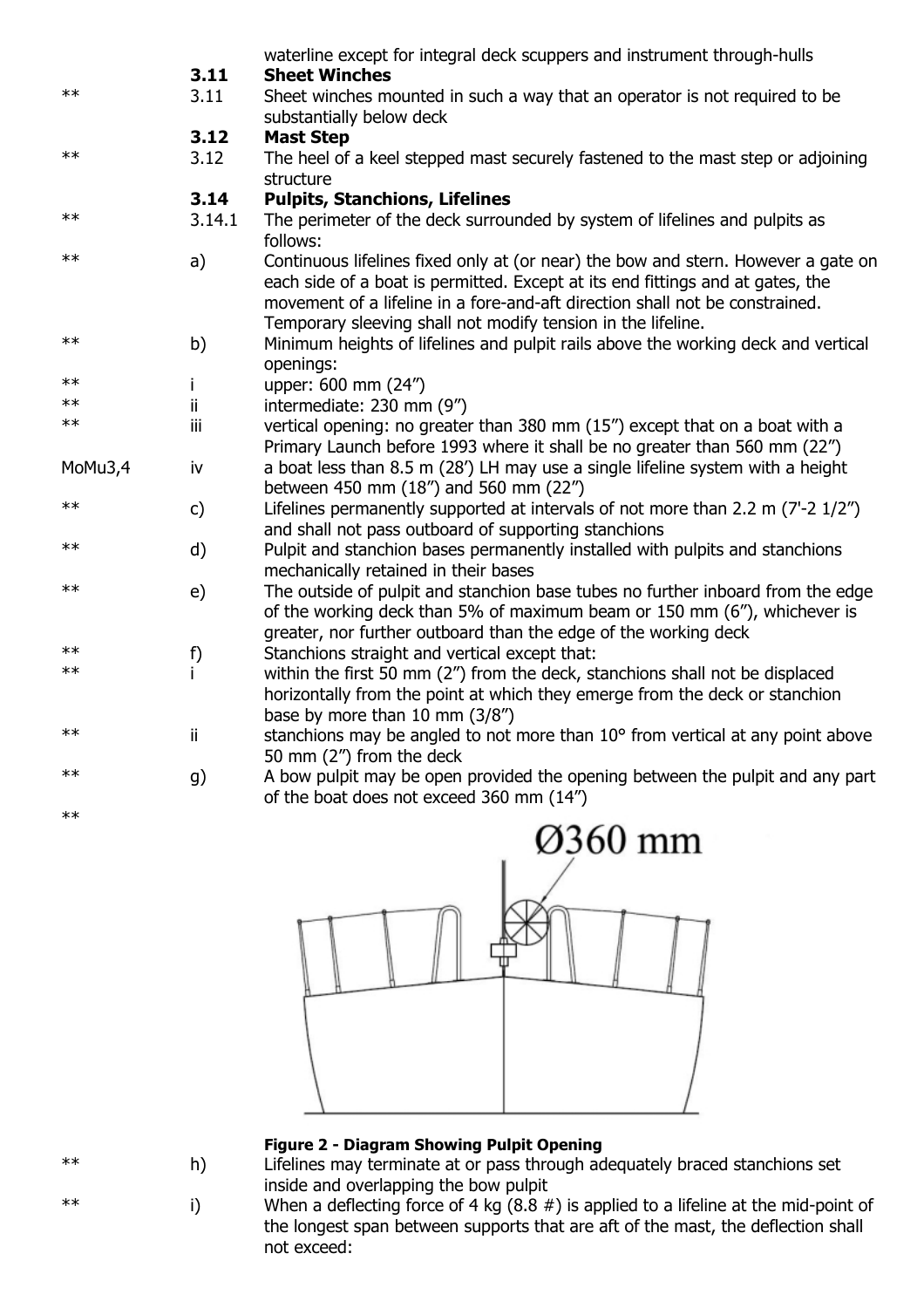waterline except for integral deck scuppers and instrument through-hulls

| | | |
|---|---|---|
| | **3.11** | **Sheet Winches** |
| ** | 3.11 | Sheet winches mounted in such a way that an operator is not required to be substantially below deck |
| | **3.12** | **Mast Step** |
| ** | 3.12 | The heel of a keel stepped mast securely fastened to the mast step or adjoining structure |
| | **3.14** | **Pulpits, Stanchions, Lifelines** |
| ** | 3.14.1 | The perimeter of the deck surrounded by system of lifelines and pulpits as follows: |
| ** | a) | Continuous lifelines fixed only at (or near) the bow and stern. However a gate on each side of a boat is permitted. Except at its end fittings and at gates, the movement of a lifeline in a fore-and-aft direction shall not be constrained. Temporary sleeving shall not modify tension in the lifeline. |
| ** | b) | Minimum heights of lifelines and pulpit rails above the working deck and vertical openings: |
| ** | i | upper: 600 mm (24″) |
| ** | ii | intermediate: 230 mm (9″) |
| ** | iii | vertical opening: no greater than 380 mm (15″) except that on a boat with a Primary Launch before 1993 where it shall be no greater than 560 mm (22″) |
| MoMu3,4 | iv | a boat less than 8.5 m (28′) LH may use a single lifeline system with a height between 450 mm (18″) and 560 mm (22″) |
| ** | c) | Lifelines permanently supported at intervals of not more than 2.2 m (7'-2 1/2″) and shall not pass outboard of supporting stanchions |
| ** | d) | Pulpit and stanchion bases permanently installed with pulpits and stanchions mechanically retained in their bases |
| ** | e) | The outside of pulpit and stanchion base tubes no further inboard from the edge of the working deck than 5% of maximum beam or 150 mm (6″), whichever is greater, nor further outboard than the edge of the working deck |
| ** | f) | Stanchions straight and vertical except that: |
| ** | i | within the first 50 mm (2″) from the deck, stanchions shall not be displaced horizontally from the point at which they emerge from the deck or stanchion base by more than 10 mm (3/8″) |
| ** | ii | stanchions may be angled to not more than 10° from vertical at any point above 50 mm (2″) from the deck |
| ** | g) | A bow pulpit may be open provided the opening between the pulpit and any part of the boat does not exceed 360 mm (14″) |
| ** | | |

Ø360 mm

**Figure 2 - Diagram Showing Pulpit Opening**

| | | |
|---|---|---|
| ** | h) | Lifelines may terminate at or pass through adequately braced stanchions set inside and overlapping the bow pulpit |
| ** | i) | When a deflecting force of 4 kg (8.8 #) is applied to a lifeline at the mid-point of the longest span between supports that are aft of the mast, the deflection shall not exceed: |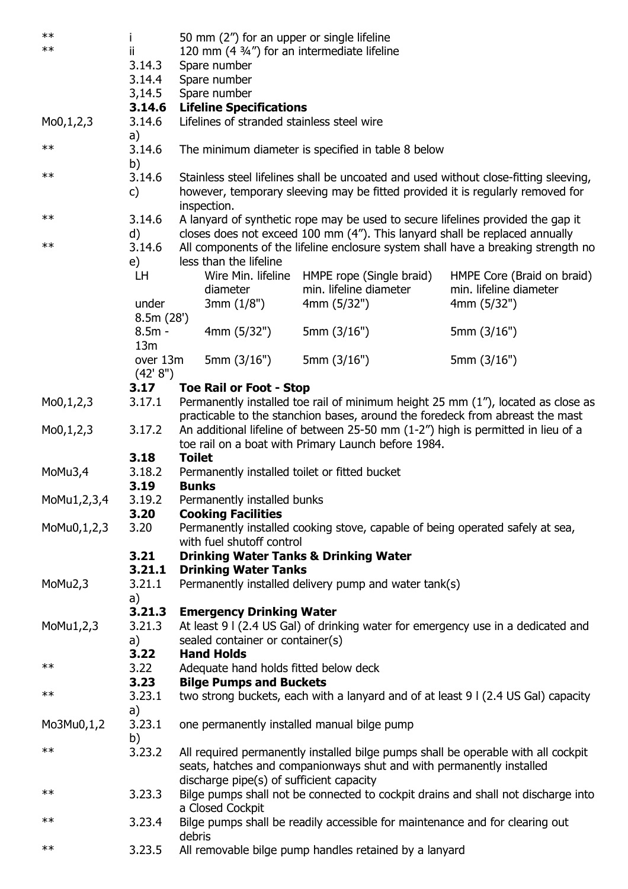| | | |
|---|---|---|
| ** | i | 50 mm (2") for an upper or single lifeline |
| ** | ii | 120 mm (4 ¾") for an intermediate lifeline |
| | 3.14.3 | Spare number |
| | 3.14.4 | Spare number |
| | 3,14.5 | Spare number |
| | **3.14.6** | **Lifeline Specifications** |
| Mo0,1,2,3 | 3.14.6 a) | Lifelines of stranded stainless steel wire |
| ** | 3.14.6 b) | The minimum diameter is specified in table 8 below |
| ** | 3.14.6 c) | Stainless steel lifelines shall be uncoated and used without close-fitting sleeving, however, temporary sleeving may be fitted provided it is regularly removed for inspection. |
| ** | 3.14.6 d) | A lanyard of synthetic rope may be used to secure lifelines provided the gap it closes does not exceed 100 mm (4"). This lanyard shall be replaced annually |
| ** | 3.14.6 e) | All components of the lifeline enclosure system shall have a breaking strength no less than the lifeline |

| LH | Wire Min. lifeline diameter | HMPE rope (Single braid) min. lifeline diameter | HMPE Core (Braid on braid) min. lifeline diameter |
|---|---|---|---|
| under 8.5m (28') | 3mm (1/8") | 4mm (5/32") | 4mm (5/32") |
| 8.5m - 13m | 4mm (5/32") | 5mm (3/16") | 5mm (3/16") |
| over 13m (42' 8") | 5mm (3/16") | 5mm (3/16") | 5mm (3/16") |

| | | |
|---|---|---|
| | **3.17** | **Toe Rail or Foot - Stop** |
| Mo0,1,2,3 | 3.17.1 | Permanently installed toe rail of minimum height 25 mm (1"), located as close as practicable to the stanchion bases, around the foredeck from abreast the mast |
| Mo0,1,2,3 | 3.17.2 | An additional lifeline of between 25-50 mm (1-2") high is permitted in lieu of a toe rail on a boat with Primary Launch before 1984. |
| | **3.18** | **Toilet** |
| MoMu3,4 | 3.18.2 | Permanently installed toilet or fitted bucket |
| | **3.19** | **Bunks** |
| MoMu1,2,3,4 | 3.19.2 | Permanently installed bunks |
| | **3.20** | **Cooking Facilities** |
| MoMu0,1,2,3 | 3.20 | Permanently installed cooking stove, capable of being operated safely at sea, with fuel shutoff control |
| | **3.21** | **Drinking Water Tanks & Drinking Water** |
| | **3.21.1** | **Drinking Water Tanks** |
| MoMu2,3 | 3.21.1 a) | Permanently installed delivery pump and water tank(s) |
| | **3.21.3** | **Emergency Drinking Water** |
| MoMu1,2,3 | 3.21.3 a) | At least 9 l (2.4 US Gal) of drinking water for emergency use in a dedicated and sealed container or container(s) |
| | **3.22** | **Hand Holds** |
| ** | 3.22 | Adequate hand holds fitted below deck |
| | **3.23** | **Bilge Pumps and Buckets** |
| ** | 3.23.1 a) | two strong buckets, each with a lanyard and of at least 9 l (2.4 US Gal) capacity |
| Mo3Mu0,1,2 | 3.23.1 b) | one permanently installed manual bilge pump |
| ** | 3.23.2 | All required permanently installed bilge pumps shall be operable with all cockpit seats, hatches and companionways shut and with permanently installed discharge pipe(s) of sufficient capacity |
| ** | 3.23.3 | Bilge pumps shall not be connected to cockpit drains and shall not discharge into a Closed Cockpit |
| ** | 3.23.4 | Bilge pumps shall be readily accessible for maintenance and for clearing out debris |
| ** | 3.23.5 | All removable bilge pump handles retained by a lanyard |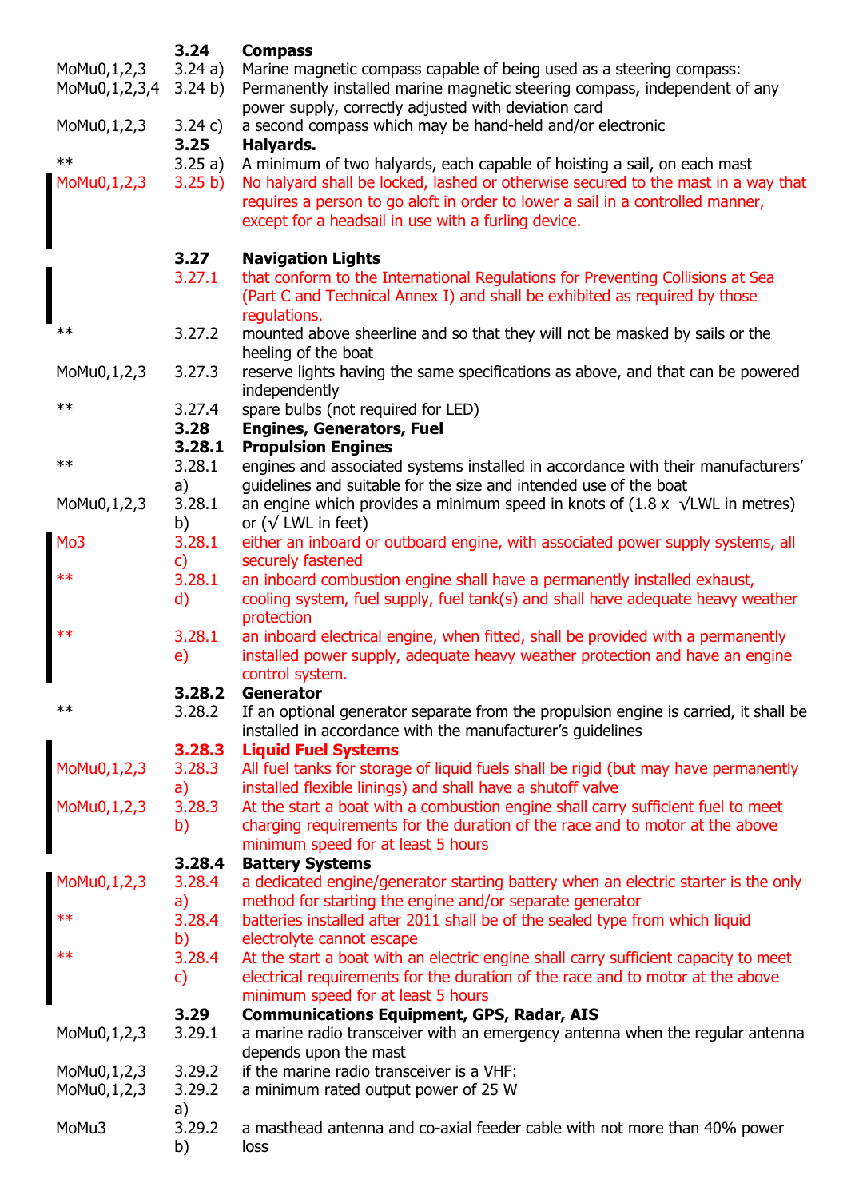| | | |
|---|---|---|
| | **3.24** | **Compass** |
| MoMu0,1,2,3 | 3.24 a) | Marine magnetic compass capable of being used as a steering compass: |
| MoMu0,1,2,3,4 | 3.24 b) | Permanently installed marine magnetic steering compass, independent of any power supply, correctly adjusted with deviation card |
| MoMu0,1,2,3 | 3.24 c) | a second compass which may be hand-held and/or electronic |
| | **3.25** | **Halyards.** |
| ** | 3.25 a) | A minimum of two halyards, each capable of hoisting a sail, on each mast |
| MoMu0,1,2,3 | 3.25 b) | No halyard shall be locked, lashed or otherwise secured to the mast in a way that requires a person to go aloft in order to lower a sail in a controlled manner, except for a headsail in use with a furling device. |
| | **3.27** | **Navigation Lights** |
| | 3.27.1 | that conform to the International Regulations for Preventing Collisions at Sea (Part C and Technical Annex I) and shall be exhibited as required by those regulations. |
| ** | 3.27.2 | mounted above sheerline and so that they will not be masked by sails or the heeling of the boat |
| MoMu0,1,2,3 | 3.27.3 | reserve lights having the same specifications as above, and that can be powered independently |
| ** | 3.27.4 | spare bulbs (not required for LED) |
| | **3.28** | **Engines, Generators, Fuel** |
| | **3.28.1** | **Propulsion Engines** |
| ** | 3.28.1 a) | engines and associated systems installed in accordance with their manufacturers' guidelines and suitable for the size and intended use of the boat |
| MoMu0,1,2,3 | 3.28.1 b) | an engine which provides a minimum speed in knots of (1.8 x √LWL in metres) or (√ LWL in feet) |
| Mo3 | 3.28.1 c) | either an inboard or outboard engine, with associated power supply systems, all securely fastened |
| ** | 3.28.1 d) | an inboard combustion engine shall have a permanently installed exhaust, cooling system, fuel supply, fuel tank(s) and shall have adequate heavy weather protection |
| ** | 3.28.1 e) | an inboard electrical engine, when fitted, shall be provided with a permanently installed power supply, adequate heavy weather protection and have an engine control system. |
| | **3.28.2** | **Generator** |
| ** | 3.28.2 | If an optional generator separate from the propulsion engine is carried, it shall be installed in accordance with the manufacturer's guidelines |
| | **3.28.3** | **Liquid Fuel Systems** |
| MoMu0,1,2,3 | 3.28.3 a) | All fuel tanks for storage of liquid fuels shall be rigid (but may have permanently installed flexible linings) and shall have a shutoff valve |
| MoMu0,1,2,3 | 3.28.3 b) | At the start a boat with a combustion engine shall carry sufficient fuel to meet charging requirements for the duration of the race and to motor at the above minimum speed for at least 5 hours |
| | **3.28.4** | **Battery Systems** |
| MoMu0,1,2,3 | 3.28.4 a) | a dedicated engine/generator starting battery when an electric starter is the only method for starting the engine and/or separate generator |
| ** | 3.28.4 b) | batteries installed after 2011 shall be of the sealed type from which liquid electrolyte cannot escape |
| ** | 3.28.4 c) | At the start a boat with an electric engine shall carry sufficient capacity to meet electrical requirements for the duration of the race and to motor at the above minimum speed for at least 5 hours |
| | **3.29** | **Communications Equipment, GPS, Radar, AIS** |
| MoMu0,1,2,3 | 3.29.1 | a marine radio transceiver with an emergency antenna when the regular antenna depends upon the mast |
| MoMu0,1,2,3 | 3.29.2 | if the marine radio transceiver is a VHF: |
| MoMu0,1,2,3 | 3.29.2 a) | a minimum rated output power of 25 W |
| MoMu3 | 3.29.2 b) | a masthead antenna and co-axial feeder cable with not more than 40% power loss |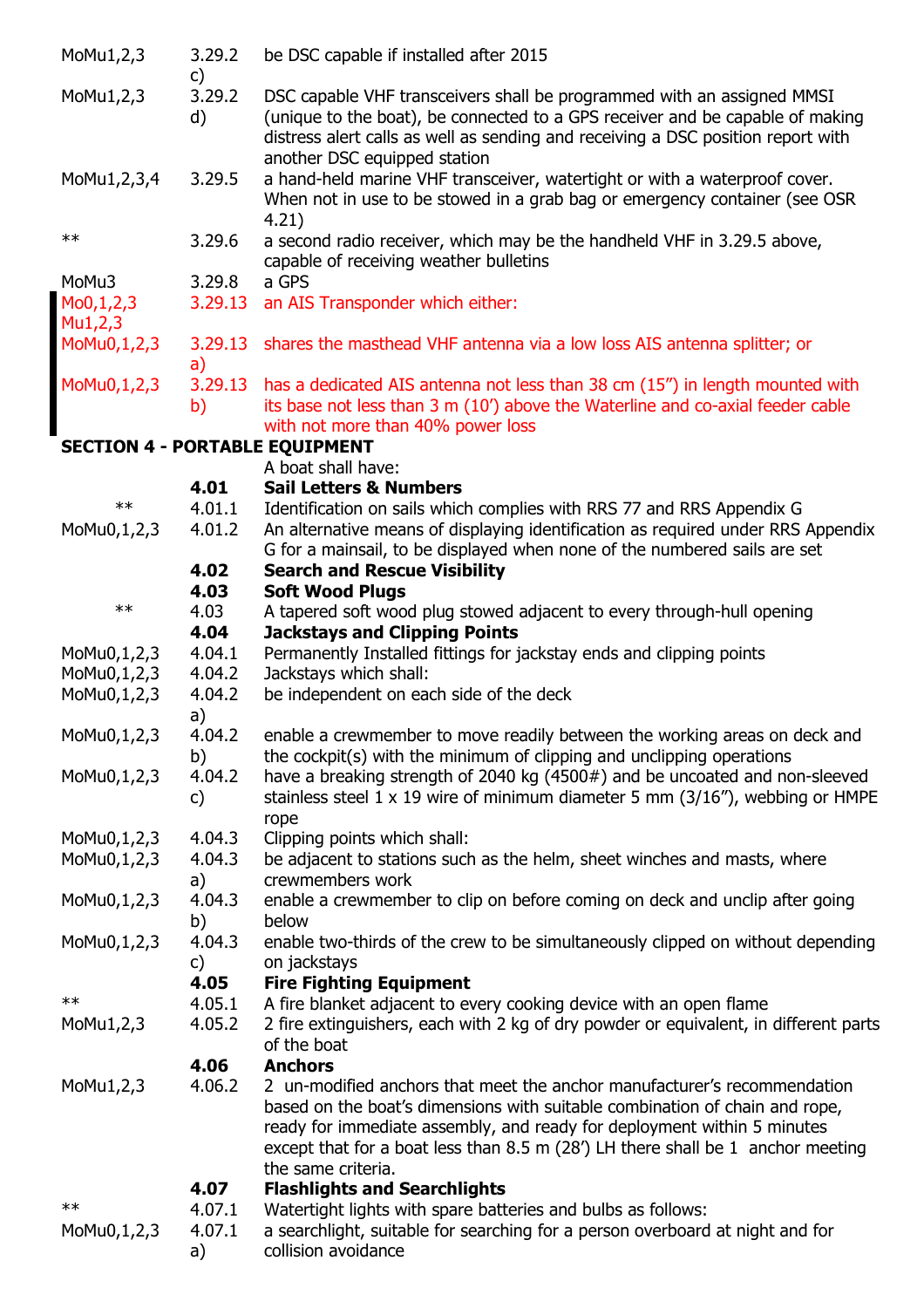| | | |
|---|---|---|
| MoMu1,2,3 | 3.29.2 c) | be DSC capable if installed after 2015 |
| MoMu1,2,3 | 3.29.2 d) | DSC capable VHF transceivers shall be programmed with an assigned MMSI (unique to the boat), be connected to a GPS receiver and be capable of making distress alert calls as well as sending and receiving a DSC position report with another DSC equipped station |
| MoMu1,2,3,4 | 3.29.5 | a hand-held marine VHF transceiver, watertight or with a waterproof cover. When not in use to be stowed in a grab bag or emergency container (see OSR 4.21) |
| ** | 3.29.6 | a second radio receiver, which may be the handheld VHF in 3.29.5 above, capable of receiving weather bulletins |
| MoMu3 | 3.29.8 | a GPS |
| Mo0,1,2,3 Mu1,2,3 | 3.29.13 | an AIS Transponder which either: |
| MoMu0,1,2,3 | 3.29.13 a) | shares the masthead VHF antenna via a low loss AIS antenna splitter; or |
| MoMu0,1,2,3 | 3.29.13 b) | has a dedicated AIS antenna not less than 38 cm (15") in length mounted with its base not less than 3 m (10') above the Waterline and co-axial feeder cable with not more than 40% power loss |

## SECTION 4 - PORTABLE EQUIPMENT

| | | |
|---|---|---|
| | | A boat shall have: |
| | **4.01** | **Sail Letters & Numbers** |
| ** | 4.01.1 | Identification on sails which complies with RRS 77 and RRS Appendix G |
| MoMu0,1,2,3 | 4.01.2 | An alternative means of displaying identification as required under RRS Appendix G for a mainsail, to be displayed when none of the numbered sails are set |
| | **4.02** | **Search and Rescue Visibility** |
| | **4.03** | **Soft Wood Plugs** |
| ** | 4.03 | A tapered soft wood plug stowed adjacent to every through-hull opening |
| | **4.04** | **Jackstays and Clipping Points** |
| MoMu0,1,2,3 | 4.04.1 | Permanently Installed fittings for jackstay ends and clipping points |
| MoMu0,1,2,3 | 4.04.2 | Jackstays which shall: |
| MoMu0,1,2,3 | 4.04.2 a) | be independent on each side of the deck |
| MoMu0,1,2,3 | 4.04.2 b) | enable a crewmember to move readily between the working areas on deck and the cockpit(s) with the minimum of clipping and unclipping operations |
| MoMu0,1,2,3 | 4.04.2 c) | have a breaking strength of 2040 kg (4500#) and be uncoated and non-sleeved stainless steel 1 x 19 wire of minimum diameter 5 mm (3/16"), webbing or HMPE rope |
| MoMu0,1,2,3 | 4.04.3 | Clipping points which shall: |
| MoMu0,1,2,3 | 4.04.3 a) | be adjacent to stations such as the helm, sheet winches and masts, where crewmembers work |
| MoMu0,1,2,3 | 4.04.3 b) | enable a crewmember to clip on before coming on deck and unclip after going below |
| MoMu0,1,2,3 | 4.04.3 c) | enable two-thirds of the crew to be simultaneously clipped on without depending on jackstays |
| | **4.05** | **Fire Fighting Equipment** |
| ** | 4.05.1 | A fire blanket adjacent to every cooking device with an open flame |
| MoMu1,2,3 | 4.05.2 | 2 fire extinguishers, each with 2 kg of dry powder or equivalent, in different parts of the boat |
| | **4.06** | **Anchors** |
| MoMu1,2,3 | 4.06.2 | 2 un-modified anchors that meet the anchor manufacturer's recommendation based on the boat's dimensions with suitable combination of chain and rope, ready for immediate assembly, and ready for deployment within 5 minutes except that for a boat less than 8.5 m (28') LH there shall be 1 anchor meeting the same criteria. |
| | **4.07** | **Flashlights and Searchlights** |
| ** | 4.07.1 | Watertight lights with spare batteries and bulbs as follows: |
| MoMu0,1,2,3 | 4.07.1 a) | a searchlight, suitable for searching for a person overboard at night and for collision avoidance |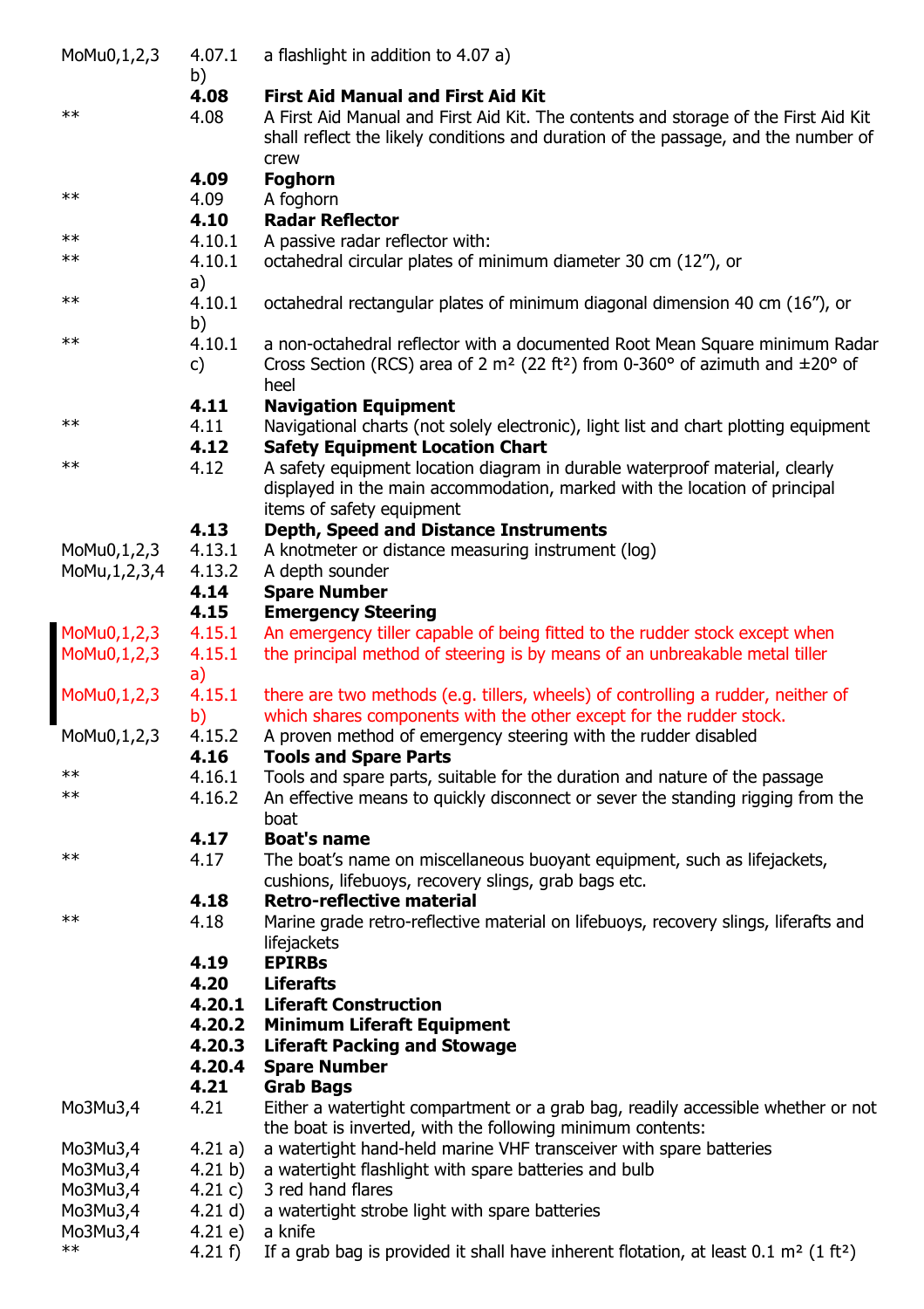| | | |
|---|---|---|
| MoMu0,1,2,3 | 4.07.1 b) | a flashlight in addition to 4.07 a) |
| | **4.08** | **First Aid Manual and First Aid Kit** |
| ** | 4.08 | A First Aid Manual and First Aid Kit. The contents and storage of the First Aid Kit shall reflect the likely conditions and duration of the passage, and the number of crew |
| | **4.09** | **Foghorn** |
| ** | 4.09 | A foghorn |
| | **4.10** | **Radar Reflector** |
| ** | 4.10.1 | A passive radar reflector with: |
| ** | 4.10.1 a) | octahedral circular plates of minimum diameter 30 cm (12”), or |
| ** | 4.10.1 b) | octahedral rectangular plates of minimum diagonal dimension 40 cm (16”), or |
| ** | 4.10.1 c) | a non-octahedral reflector with a documented Root Mean Square minimum Radar Cross Section (RCS) area of 2 m² (22 ft²) from 0-360° of azimuth and ±20° of heel |
| | **4.11** | **Navigation Equipment** |
| ** | 4.11 | Navigational charts (not solely electronic), light list and chart plotting equipment |
| | **4.12** | **Safety Equipment Location Chart** |
| ** | 4.12 | A safety equipment location diagram in durable waterproof material, clearly displayed in the main accommodation, marked with the location of principal items of safety equipment |
| | **4.13** | **Depth, Speed and Distance Instruments** |
| MoMu0,1,2,3 | 4.13.1 | A knotmeter or distance measuring instrument (log) |
| MoMu,1,2,3,4 | 4.13.2 | A depth sounder |
| | **4.14** | **Spare Number** |
| | **4.15** | **Emergency Steering** |
| MoMu0,1,2,3 | 4.15.1 | An emergency tiller capable of being fitted to the rudder stock except when |
| MoMu0,1,2,3 | 4.15.1 a) | the principal method of steering is by means of an unbreakable metal tiller |
| MoMu0,1,2,3 | 4.15.1 b) | there are two methods (e.g. tillers, wheels) of controlling a rudder, neither of which shares components with the other except for the rudder stock. |
| MoMu0,1,2,3 | 4.15.2 | A proven method of emergency steering with the rudder disabled |
| | **4.16** | **Tools and Spare Parts** |
| ** | 4.16.1 | Tools and spare parts, suitable for the duration and nature of the passage |
| ** | 4.16.2 | An effective means to quickly disconnect or sever the standing rigging from the boat |
| | **4.17** | **Boat's name** |
| ** | 4.17 | The boat’s name on miscellaneous buoyant equipment, such as lifejackets, cushions, lifebuoys, recovery slings, grab bags etc. |
| | **4.18** | **Retro-reflective material** |
| ** | 4.18 | Marine grade retro-reflective material on lifebuoys, recovery slings, liferafts and lifejackets |
| | **4.19** | **EPIRBs** |
| | **4.20** | **Liferafts** |
| | **4.20.1** | **Liferaft Construction** |
| | **4.20.2** | **Minimum Liferaft Equipment** |
| | **4.20.3** | **Liferaft Packing and Stowage** |
| | **4.20.4** | **Spare Number** |
| | **4.21** | **Grab Bags** |
| Mo3Mu3,4 | 4.21 | Either a watertight compartment or a grab bag, readily accessible whether or not the boat is inverted, with the following minimum contents: |
| Mo3Mu3,4 | 4.21 a) | a watertight hand-held marine VHF transceiver with spare batteries |
| Mo3Mu3,4 | 4.21 b) | a watertight flashlight with spare batteries and bulb |
| Mo3Mu3,4 | 4.21 c) | 3 red hand flares |
| Mo3Mu3,4 | 4.21 d) | a watertight strobe light with spare batteries |
| Mo3Mu3,4 | 4.21 e) | a knife |
| ** | 4.21 f) | If a grab bag is provided it shall have inherent flotation, at least 0.1 m² (1 ft²) |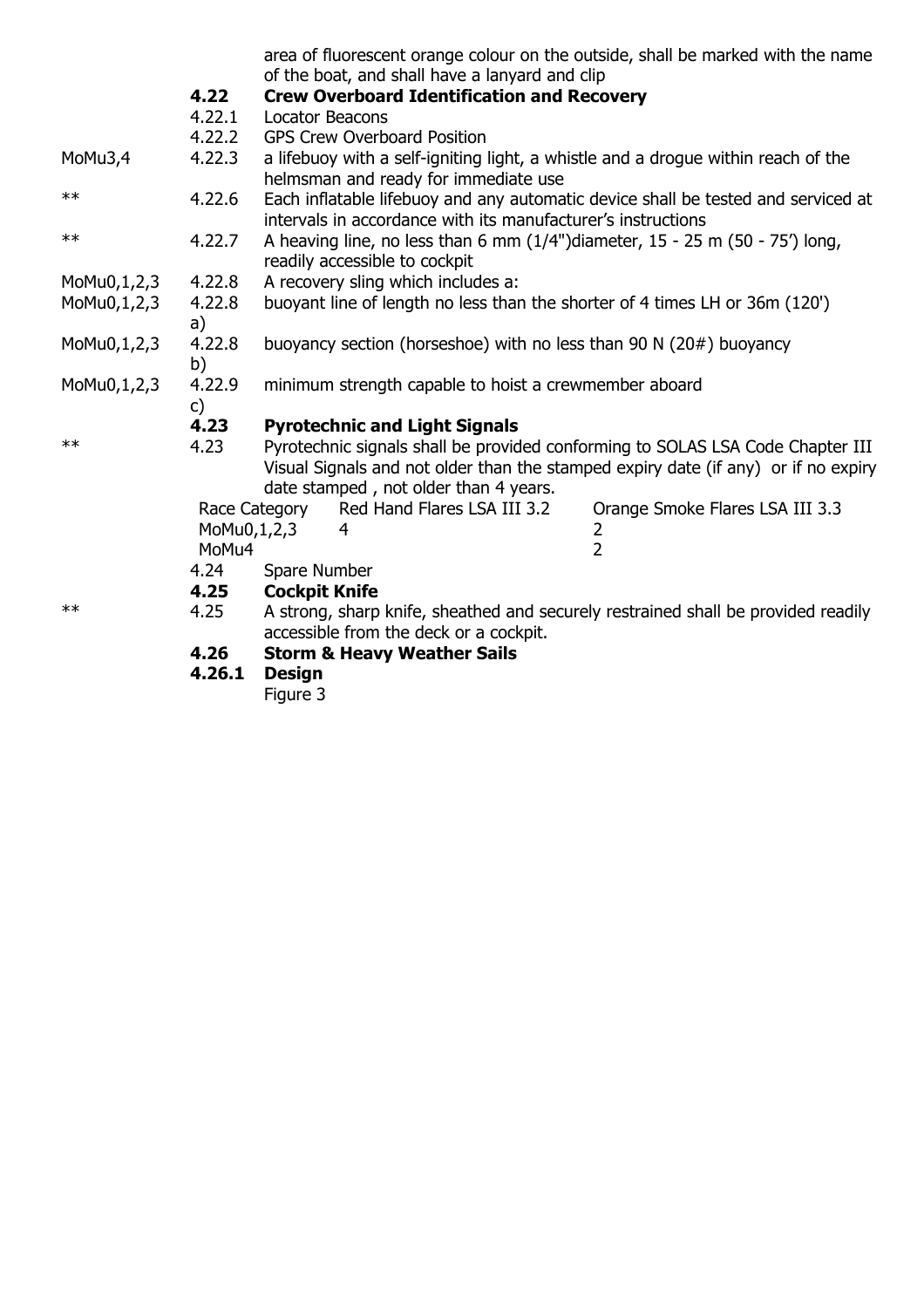| | | |
|---|---|---|
| | | area of fluorescent orange colour on the outside, shall be marked with the name of the boat, and shall have a lanyard and clip |
| | **4.22** | **Crew Overboard Identification and Recovery** |
| | 4.22.1 | Locator Beacons |
| | 4.22.2 | GPS Crew Overboard Position |
| MoMu3,4 | 4.22.3 | a lifebuoy with a self-igniting light, a whistle and a drogue within reach of the helmsman and ready for immediate use |
| ** | 4.22.6 | Each inflatable lifebuoy and any automatic device shall be tested and serviced at intervals in accordance with its manufacturer's instructions |
| ** | 4.22.7 | A heaving line, no less than 6 mm (1/4")diameter, 15 - 25 m (50 - 75') long, readily accessible to cockpit |
| MoMu0,1,2,3 | 4.22.8 | A recovery sling which includes a: |
| MoMu0,1,2,3 | 4.22.8 a) | buoyant line of length no less than the shorter of 4 times LH or 36m (120') |
| MoMu0,1,2,3 | 4.22.8 b) | buoyancy section (horseshoe) with no less than 90 N (20#) buoyancy |
| MoMu0,1,2,3 | 4.22.9 c) | minimum strength capable to hoist a crewmember aboard |
| | **4.23** | **Pyrotechnic and Light Signals** |
| ** | 4.23 | Pyrotechnic signals shall be provided conforming to SOLAS LSA Code Chapter III Visual Signals and not older than the stamped expiry date (if any) or if no expiry date stamped , not older than 4 years. |

| Race Category | Red Hand Flares LSA III 3.2 | Orange Smoke Flares LSA III 3.3 |
|---|---|---|
| MoMu0,1,2,3 | 4 | 2 |
| MoMu4 | | 2 |

| | | |
|---|---|---|
| | 4.24 | Spare Number |
| | **4.25** | **Cockpit Knife** |
| ** | 4.25 | A strong, sharp knife, sheathed and securely restrained shall be provided readily accessible from the deck or a cockpit. |
| | **4.26** | **Storm & Heavy Weather Sails** |
| | **4.26.1** | **Design** |
| | | Figure 3 |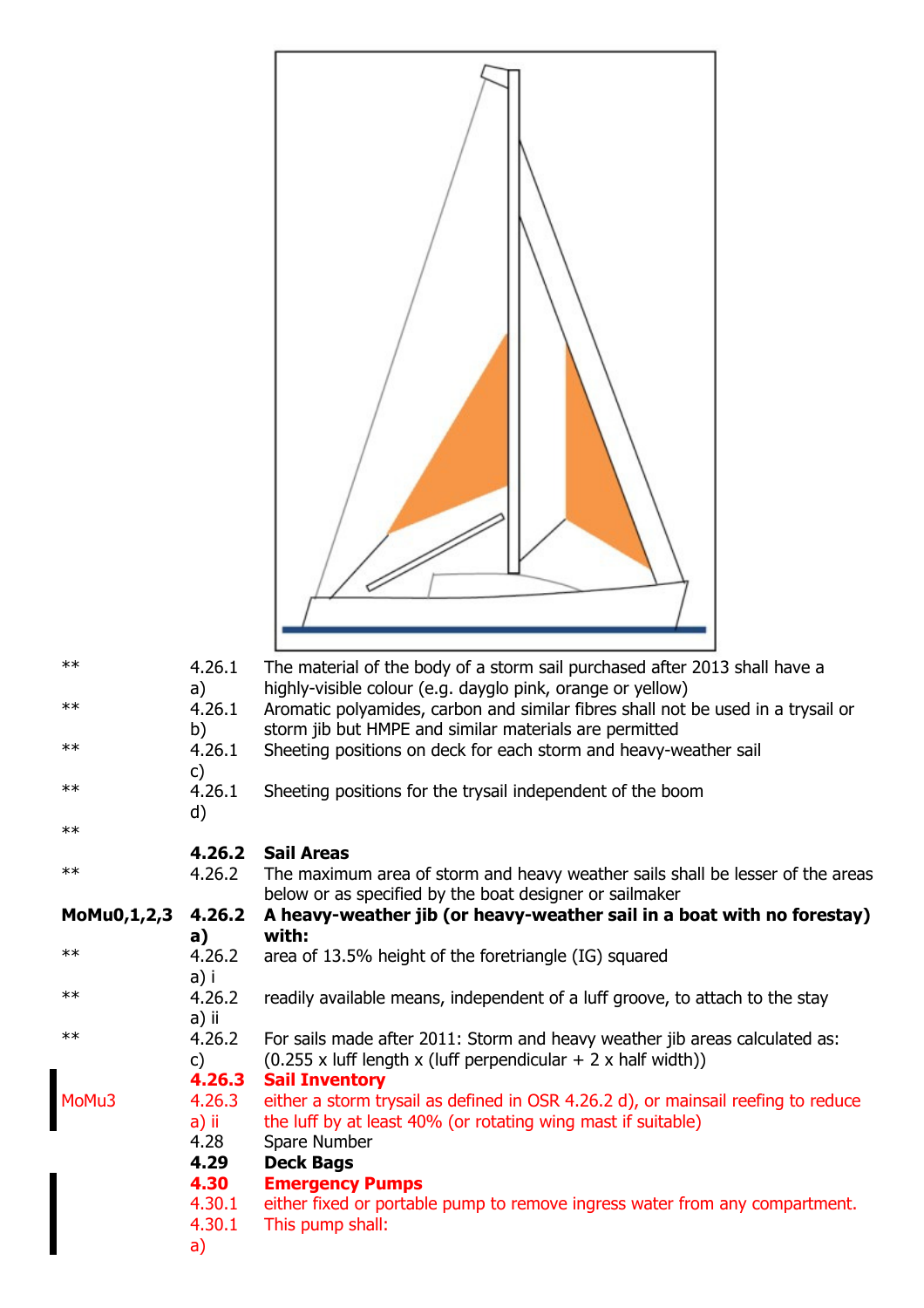| | | |
|---|---|---|
| ** | 4.26.1 a) | The material of the body of a storm sail purchased after 2013 shall have a highly-visible colour (e.g. dayglo pink, orange or yellow) |
| ** | 4.26.1 b) | Aromatic polyamides, carbon and similar fibres shall not be used in a trysail or storm jib but HMPE and similar materials are permitted |
| ** | 4.26.1 c) | Sheeting positions on deck for each storm and heavy-weather sail |
| ** | 4.26.1 d) | Sheeting positions for the trysail independent of the boom |
| ** | | |
| | **4.26.2** | **Sail Areas** |
| ** | 4.26.2 | The maximum area of storm and heavy weather sails shall be lesser of the areas below or as specified by the boat designer or sailmaker |
| **MoMu0,1,2,3** | **4.26.2 a)** | **A heavy-weather jib (or heavy-weather sail in a boat with no forestay) with:** |
| ** | 4.26.2 a) i | area of 13.5% height of the foretriangle (IG) squared |
| ** | 4.26.2 a) ii | readily available means, independent of a luff groove, to attach to the stay |
| ** | 4.26.2 c) | For sails made after 2011: Storm and heavy weather jib areas calculated as: (0.255 x luff length x (luff perpendicular + 2 x half width)) |
| | **4.26.3** | **Sail Inventory** |
| MoMu3 | 4.26.3 a) ii | either a storm trysail as defined in OSR 4.26.2 d), or mainsail reefing to reduce the luff by at least 40% (or rotating wing mast if suitable) |
| | 4.28 | Spare Number |
| | **4.29** | **Deck Bags** |
| | **4.30** | **Emergency Pumps** |
| | 4.30.1 | either fixed or portable pump to remove ingress water from any compartment. |
| | 4.30.1 a) | This pump shall: |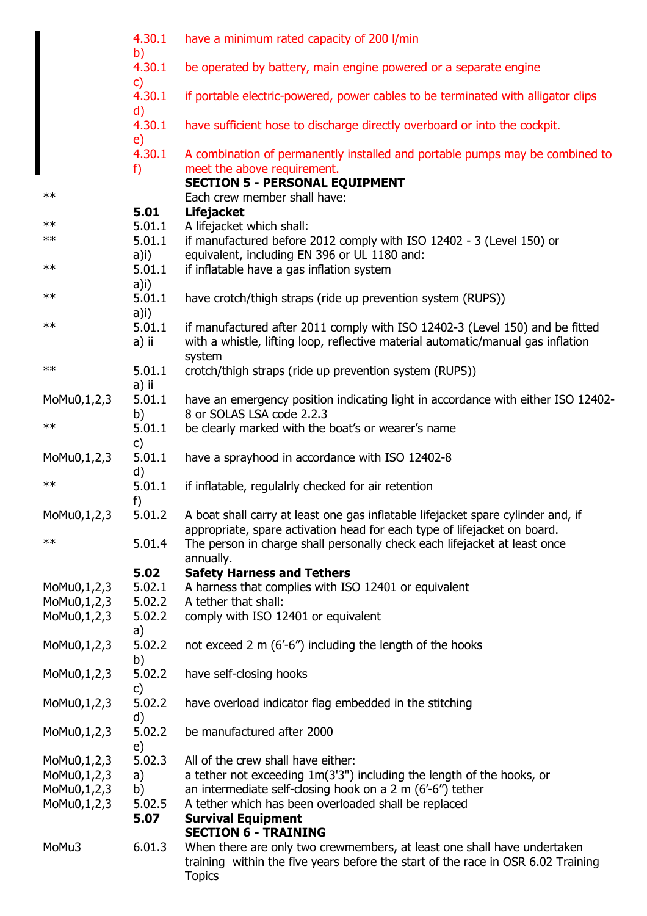| | | |
|---|---|---|
| | 4.30.1 b) | have a minimum rated capacity of 200 l/min |
| | 4.30.1 c) | be operated by battery, main engine powered or a separate engine |
| | 4.30.1 d) | if portable electric-powered, power cables to be terminated with alligator clips |
| | 4.30.1 e) | have sufficient hose to discharge directly overboard or into the cockpit. |
| | 4.30.1 f) | A combination of permanently installed and portable pumps may be combined to meet the above requirement. |
| | | **SECTION 5 - PERSONAL EQUIPMENT** |
| ** | | Each crew member shall have: |
| | **5.01** | **Lifejacket** |
| ** | 5.01.1 | A lifejacket which shall: |
| ** | 5.01.1 a)i) | if manufactured before 2012 comply with ISO 12402 - 3 (Level 150) or equivalent, including EN 396 or UL 1180 and: |
| ** | 5.01.1 a)i) | if inflatable have a gas inflation system |
| ** | 5.01.1 a)i) | have crotch/thigh straps (ride up prevention system (RUPS)) |
| ** | 5.01.1 a) ii | if manufactured after 2011 comply with ISO 12402-3 (Level 150) and be fitted with a whistle, lifting loop, reflective material automatic/manual gas inflation system |
| ** | 5.01.1 a) ii | crotch/thigh straps (ride up prevention system (RUPS)) |
| MoMu0,1,2,3 | 5.01.1 b) | have an emergency position indicating light in accordance with either ISO 12402-8 or SOLAS LSA code 2.2.3 |
| ** | 5.01.1 c) | be clearly marked with the boat's or wearer's name |
| MoMu0,1,2,3 | 5.01.1 d) | have a sprayhood in accordance with ISO 12402-8 |
| ** | 5.01.1 f) | if inflatable, regulalrly checked for air retention |
| MoMu0,1,2,3 | 5.01.2 | A boat shall carry at least one gas inflatable lifejacket spare cylinder and, if appropriate, spare activation head for each type of lifejacket on board. |
| ** | 5.01.4 | The person in charge shall personally check each lifejacket at least once annually. |
| | **5.02** | **Safety Harness and Tethers** |
| MoMu0,1,2,3 | 5.02.1 | A harness that complies with ISO 12401 or equivalent |
| MoMu0,1,2,3 | 5.02.2 | A tether that shall: |
| MoMu0,1,2,3 | 5.02.2 a) | comply with ISO 12401 or equivalent |
| MoMu0,1,2,3 | 5.02.2 b) | not exceed 2 m (6'-6") including the length of the hooks |
| MoMu0,1,2,3 | 5.02.2 c) | have self-closing hooks |
| MoMu0,1,2,3 | 5.02.2 d) | have overload indicator flag embedded in the stitching |
| MoMu0,1,2,3 | 5.02.2 e) | be manufactured after 2000 |
| MoMu0,1,2,3 | 5.02.3 | All of the crew shall have either: |
| MoMu0,1,2,3 | a) | a tether not exceeding 1m(3'3") including the length of the hooks, or |
| MoMu0,1,2,3 | b) | an intermediate self-closing hook on a 2 m (6'-6") tether |
| MoMu0,1,2,3 | 5.02.5 | A tether which has been overloaded shall be replaced |
| | **5.07** | **Survival Equipment** |
| | | **SECTION 6 - TRAINING** |
| MoMu3 | 6.01.3 | When there are only two crewmembers, at least one shall have undertaken training within the five years before the start of the race in OSR 6.02 Training Topics |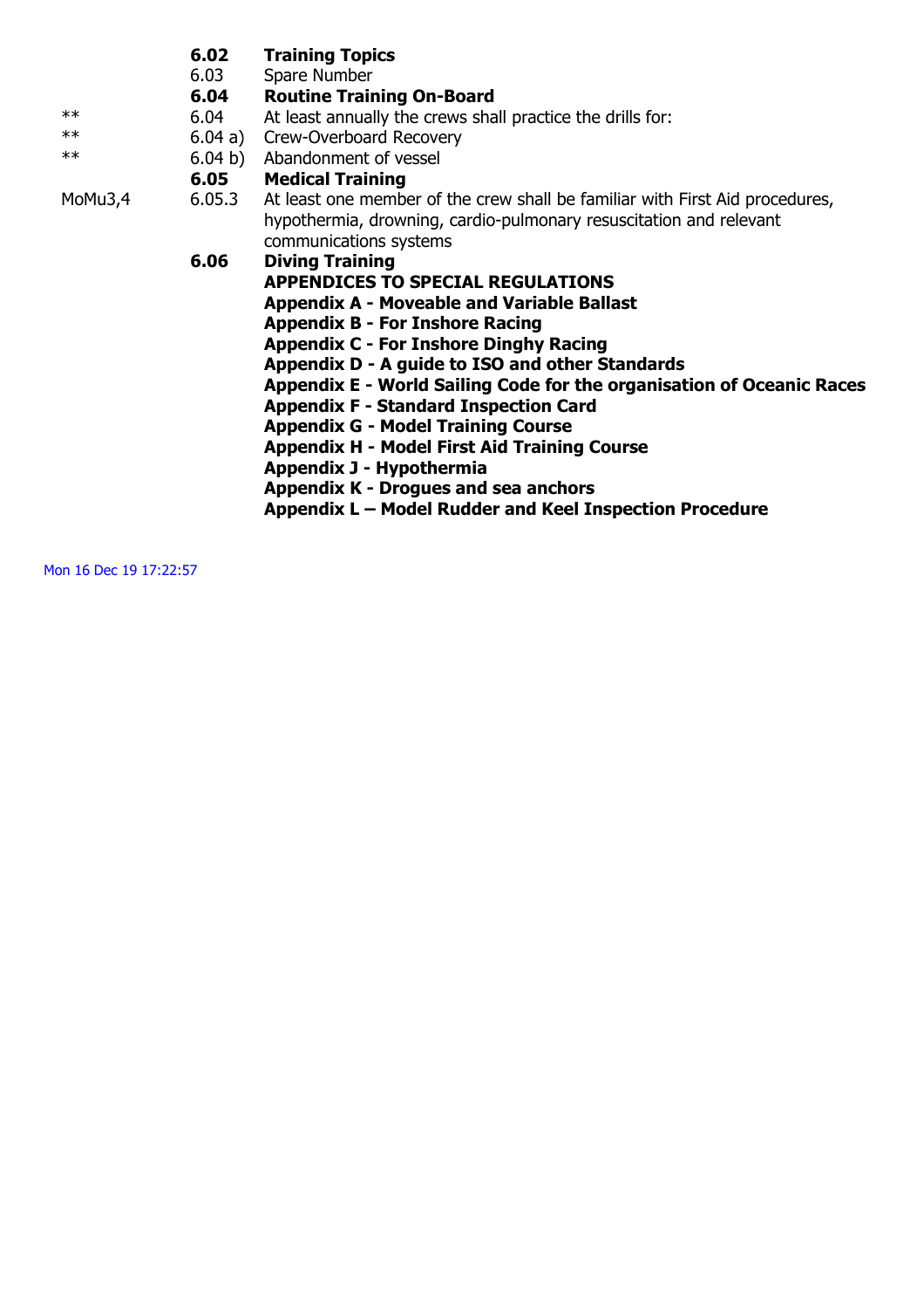| | | |
|---|---|---|
| | **6.02** | **Training Topics** |
| | 6.03 | Spare Number |
| | **6.04** | **Routine Training On-Board** |
| ** | 6.04 | At least annually the crews shall practice the drills for: |
| ** | 6.04 a) | Crew-Overboard Recovery |
| ** | 6.04 b) | Abandonment of vessel |
| | **6.05** | **Medical Training** |
| MoMu3,4 | 6.05.3 | At least one member of the crew shall be familiar with First Aid procedures, hypothermia, drowning, cardio-pulmonary resuscitation and relevant communications systems |
| | **6.06** | **Diving Training** |

**APPENDICES TO SPECIAL REGULATIONS**

**Appendix A - Moveable and Variable Ballast**

**Appendix B - For Inshore Racing**

**Appendix C - For Inshore Dinghy Racing**

**Appendix D - A guide to ISO and other Standards**

**Appendix E - World Sailing Code for the organisation of Oceanic Races**

**Appendix F - Standard Inspection Card**

**Appendix G - Model Training Course**

**Appendix H - Model First Aid Training Course**

**Appendix J - Hypothermia**

**Appendix K - Drogues and sea anchors**

**Appendix L – Model Rudder and Keel Inspection Procedure**

Mon 16 Dec 19 17:22:57